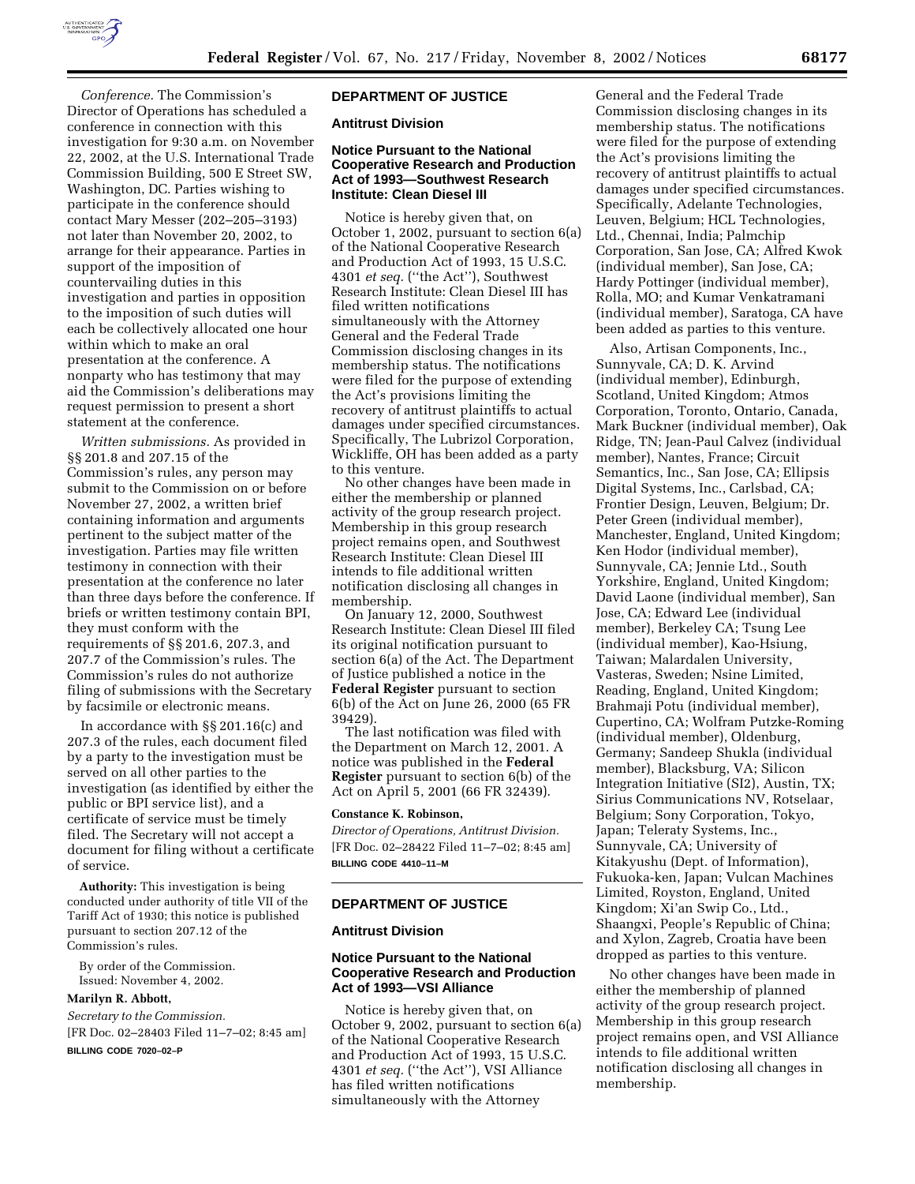*Conference.* The Commission's Director of Operations has scheduled a conference in connection with this investigation for 9:30 a.m. on November 22, 2002, at the U.S. International Trade Commission Building, 500 E Street SW, Washington, DC. Parties wishing to participate in the conference should contact Mary Messer (202–205–3193) not later than November 20, 2002, to arrange for their appearance. Parties in support of the imposition of countervailing duties in this investigation and parties in opposition to the imposition of such duties will each be collectively allocated one hour within which to make an oral presentation at the conference. A nonparty who has testimony that may aid the Commission's deliberations may request permission to present a short statement at the conference.

*Written submissions.* As provided in §§ 201.8 and 207.15 of the Commission's rules, any person may submit to the Commission on or before November 27, 2002, a written brief containing information and arguments pertinent to the subject matter of the investigation. Parties may file written testimony in connection with their presentation at the conference no later than three days before the conference. If briefs or written testimony contain BPI, they must conform with the requirements of §§ 201.6, 207.3, and 207.7 of the Commission's rules. The Commission's rules do not authorize filing of submissions with the Secretary by facsimile or electronic means.

In accordance with §§ 201.16(c) and 207.3 of the rules, each document filed by a party to the investigation must be served on all other parties to the investigation (as identified by either the public or BPI service list), and a certificate of service must be timely filed. The Secretary will not accept a document for filing without a certificate of service.

**Authority:** This investigation is being conducted under authority of title VII of the Tariff Act of 1930; this notice is published pursuant to section 207.12 of the Commission's rules.

By order of the Commission.

Issued: November 4, 2002.

**Marilyn R. Abbott,**

*Secretary to the Commission.*

[FR Doc. 02–28403 Filed 11–7–02; 8:45 am]

**BILLING CODE 7020–02–P**

## DEPARTMENT OF JUSTICE

### Antitrust Division

### Notice Pursuant to the National Cooperative Research and Production Act of 1993—Southwest Research Institute: Clean Diesel III

Notice is hereby given that, on October 1, 2002, pursuant to section 6(a) of the National Cooperative Research and Production Act of 1993, 15 U.S.C. 4301 *et seq.* (''the Act''), Southwest Research Institute: Clean Diesel III has filed written notifications simultaneously with the Attorney General and the Federal Trade Commission disclosing changes in its membership status. The notifications were filed for the purpose of extending the Act's provisions limiting the recovery of antitrust plaintiffs to actual damages under specified circumstances. Specifically, The Lubrizol Corporation, Wickliffe, OH has been added as a party to this venture.

No other changes have been made in either the membership or planned activity of the group research project. Membership in this group research project remains open, and Southwest Research Institute: Clean Diesel III intends to file additional written notification disclosing all changes in membership.

On January 12, 2000, Southwest Research Institute: Clean Diesel III filed its original notification pursuant to section 6(a) of the Act. The Department of Justice published a notice in the **Federal Register** pursuant to section 6(b) of the Act on June 26, 2000 (65 FR 39429).

The last notification was filed with the Department on March 12, 2001. A notice was published in the **Federal Register** pursuant to section 6(b) of the Act on April 5, 2001 (66 FR 32439).

**Constance K. Robinson,**

*Director of Operations, Antitrust Division.*

[FR Doc. 02–28422 Filed 11–7–02; 8:45 am]

**BILLING CODE 4410–11–M**

## DEPARTMENT OF JUSTICE

### Antitrust Division

### Notice Pursuant to the National Cooperative Research and Production Act of 1993—VSI Alliance

Notice is hereby given that, on October 9, 2002, pursuant to section 6(a) of the National Cooperative Research and Production Act of 1993, 15 U.S.C. 4301 *et seq.* (''the Act''), VSI Alliance has filed written notifications simultaneously with the Attorney General and the Federal Trade Commission disclosing changes in its membership status. The notifications were filed for the purpose of extending the Act's provisions limiting the recovery of antitrust plaintiffs to actual damages under specified circumstances. Specifically, Adelante Technologies, Leuven, Belgium; HCL Technologies, Ltd., Chennai, India; Palmchip Corporation, San Jose, CA; Alfred Kwok (individual member), San Jose, CA; Hardy Pottinger (individual member), Rolla, MO; and Kumar Venkatramani (individual member), Saratoga, CA have been added as parties to this venture.

Also, Artisan Components, Inc., Sunnyvale, CA; D. K. Arvind (individual member), Edinburgh, Scotland, United Kingdom; Atmos Corporation, Toronto, Ontario, Canada, Mark Buckner (individual member), Oak Ridge, TN; Jean-Paul Calvez (individual member), Nantes, France; Circuit Semantics, Inc., San Jose, CA; Ellipsis Digital Systems, Inc., Carlsbad, CA; Frontier Design, Leuven, Belgium; Dr. Peter Green (individual member), Manchester, England, United Kingdom; Ken Hodor (individual member), Sunnyvale, CA; Jennie Ltd., South Yorkshire, England, United Kingdom; David Laone (individual member), San Jose, CA; Edward Lee (individual member), Berkeley CA; Tsung Lee (individual member), Kao-Hsiung, Taiwan; Malardalen University, Vasteras, Sweden; Nsine Limited, Reading, England, United Kingdom; Brahmaji Potu (individual member), Cupertino, CA; Wolfram Putzke-Roming (individual member), Oldenburg, Germany; Sandeep Shukla (individual member), Blacksburg, VA; Silicon Integration Initiative (SI2), Austin, TX; Sirius Communications NV, Rotselaar, Belgium; Sony Corporation, Tokyo, Japan; Teleraty Systems, Inc., Sunnyvale, CA; University of Kitakyushu (Dept. of Information), Fukuoka-ken, Japan; Vulcan Machines Limited, Royston, England, United Kingdom; Xi'an Swip Co., Ltd., Shaangxi, People's Republic of China; and Xylon, Zagreb, Croatia have been dropped as parties to this venture.

No other changes have been made in either the membership of planned activity of the group research project. Membership in this group research project remains open, and VSI Alliance intends to file additional written notification disclosing all changes in membership.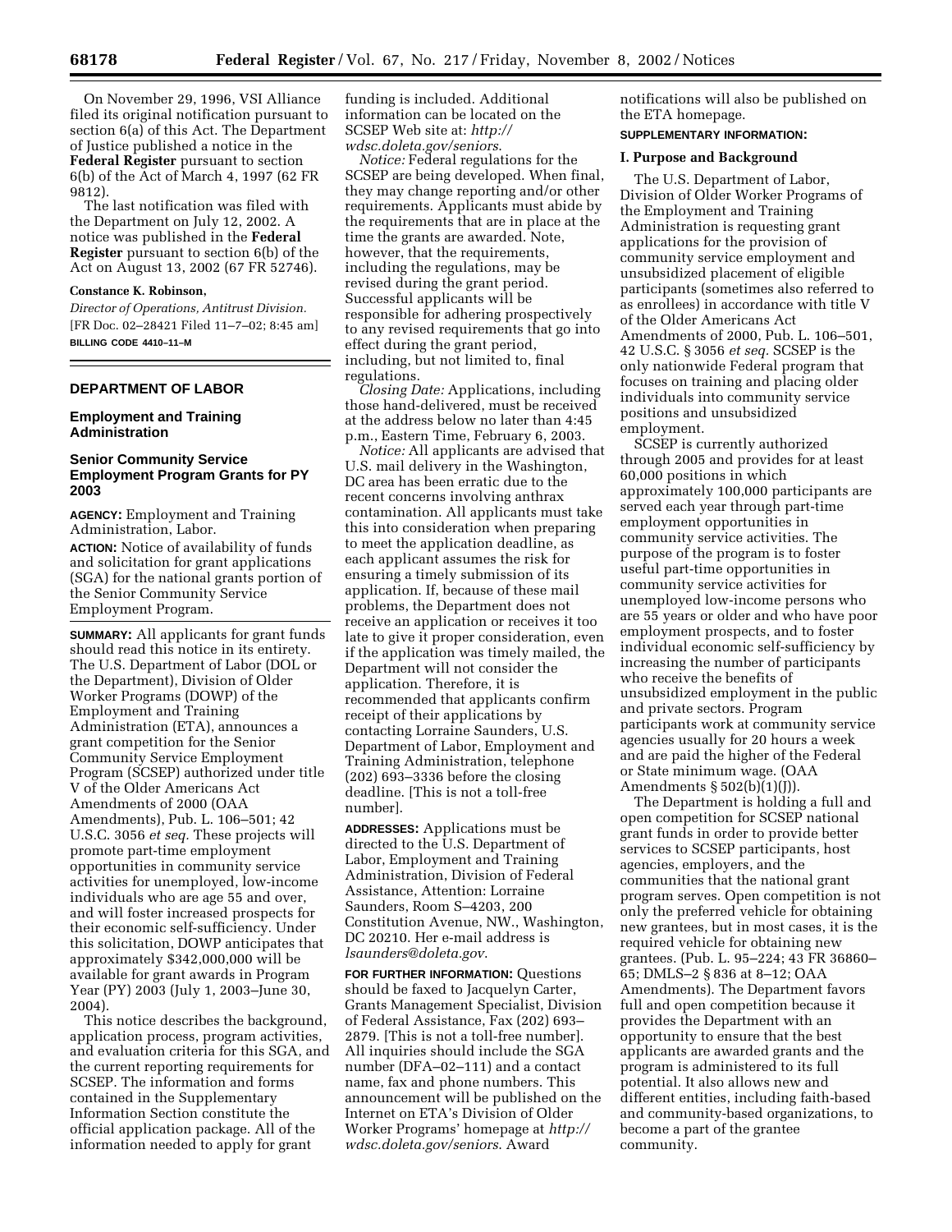On November 29, 1996, VSI Alliance filed its original notification pursuant to section 6(a) of this Act. The Department of Justice published a notice in the **Federal Register** pursuant to section 6(b) of the Act of March 4, 1997 (62 FR 9812).

The last notification was filed with the Department on July 12, 2002. A notice was published in the **Federal Register** pursuant to section 6(b) of the Act on August 13, 2002 (67 FR 52746).

**Constance K. Robinson,**

*Director of Operations, Antitrust Division.*

[FR Doc. 02–28421 Filed 11–7–02; 8:45 am]

**BILLING CODE 4410–11–M**

## DEPARTMENT OF LABOR

### Employment and Training Administration

### Senior Community Service Employment Program Grants for PY 2003

**AGENCY:** Employment and Training Administration, Labor.

**ACTION:** Notice of availability of funds and solicitation for grant applications (SGA) for the national grants portion of the Senior Community Service Employment Program.

**SUMMARY:** All applicants for grant funds should read this notice in its entirety. The U.S. Department of Labor (DOL or the Department), Division of Older Worker Programs (DOWP) of the Employment and Training Administration (ETA), announces a grant competition for the Senior Community Service Employment Program (SCSEP) authorized under title V of the Older Americans Act Amendments of 2000 (OAA Amendments), Pub. L. 106–501; 42 U.S.C. 3056 *et seq.* These projects will promote part-time employment opportunities in community service activities for unemployed, low-income individuals who are age 55 and over, and will foster increased prospects for their economic self-sufficiency. Under this solicitation, DOWP anticipates that approximately $342,000,000 will be available for grant awards in Program Year (PY) 2003 (July 1, 2003–June 30, 2004).

This notice describes the background, application process, program activities, and evaluation criteria for this SGA, and the current reporting requirements for SCSEP. The information and forms contained in the Supplementary Information Section constitute the official application package. All of the information needed to apply for grant funding is included. Additional information can be located on the SCSEP Web site at: *http://wdsc.doleta.gov/seniors*.

*Notice:* Federal regulations for the SCSEP are being developed. When final, they may change reporting and/or other requirements. Applicants must abide by the requirements that are in place at the time the grants are awarded. Note, however, that the requirements, including the regulations, may be revised during the grant period. Successful applicants will be responsible for adhering prospectively to any revised requirements that go into effect during the grant period, including, but not limited to, final regulations.

*Closing Date:* Applications, including those hand-delivered, must be received at the address below no later than 4:45 p.m., Eastern Time, February 6, 2003.

*Notice:* All applicants are advised that U.S. mail delivery in the Washington, DC area has been erratic due to the recent concerns involving anthrax contamination. All applicants must take this into consideration when preparing to meet the application deadline, as each applicant assumes the risk for ensuring a timely submission of its application. If, because of these mail problems, the Department does not receive an application or receives it too late to give it proper consideration, even if the application was timely mailed, the Department will not consider the application. Therefore, it is recommended that applicants confirm receipt of their applications by contacting Lorraine Saunders, U.S. Department of Labor, Employment and Training Administration, telephone (202) 693–3336 before the closing deadline. [This is not a toll-free number].

**ADDRESSES:** Applications must be directed to the U.S. Department of Labor, Employment and Training Administration, Division of Federal Assistance, Attention: Lorraine Saunders, Room S–4203, 200 Constitution Avenue, NW., Washington, DC 20210. Her e-mail address is *lsaunders@doleta.gov*.

**FOR FURTHER INFORMATION:** Questions should be faxed to Jacquelyn Carter, Grants Management Specialist, Division of Federal Assistance, Fax (202) 693–2879. [This is not a toll-free number]. All inquiries should include the SGA number (DFA–02–111) and a contact name, fax and phone numbers. This announcement will be published on the Internet on ETA's Division of Older Worker Programs' homepage at *http://wdsc.doleta.gov/seniors*. Award notifications will also be published on the ETA homepage.

**SUPPLEMENTARY INFORMATION:**

**I. Purpose and Background**

The U.S. Department of Labor, Division of Older Worker Programs of the Employment and Training Administration is requesting grant applications for the provision of community service employment and unsubsidized placement of eligible participants (sometimes also referred to as enrollees) in accordance with title V of the Older Americans Act Amendments of 2000, Pub. L. 106–501, 42 U.S.C. § 3056 *et seq.* SCSEP is the only nationwide Federal program that focuses on training and placing older individuals into community service positions and unsubsidized employment.

SCSEP is currently authorized through 2005 and provides for at least 60,000 positions in which approximately 100,000 participants are served each year through part-time employment opportunities in community service activities. The purpose of the program is to foster useful part-time opportunities in community service activities for unemployed low-income persons who are 55 years or older and who have poor employment prospects, and to foster individual economic self-sufficiency by increasing the number of participants who receive the benefits of unsubsidized employment in the public and private sectors. Program participants work at community service agencies usually for 20 hours a week and are paid the higher of the Federal or State minimum wage. (OAA Amendments § 502(b)(1)(J)).

The Department is holding a full and open competition for SCSEP national grant funds in order to provide better services to SCSEP participants, host agencies, employers, and the communities that the national grant program serves. Open competition is not only the preferred vehicle for obtaining new grantees, but in most cases, it is the required vehicle for obtaining new grantees. (Pub. L. 95–224; 43 FR 36860–65; DMLS–2 § 836 at 8–12; OAA Amendments). The Department favors full and open competition because it provides the Department with an opportunity to ensure that the best applicants are awarded grants and the program is administered to its full potential. It also allows new and different entities, including faith-based and community-based organizations, to become a part of the grantee community.